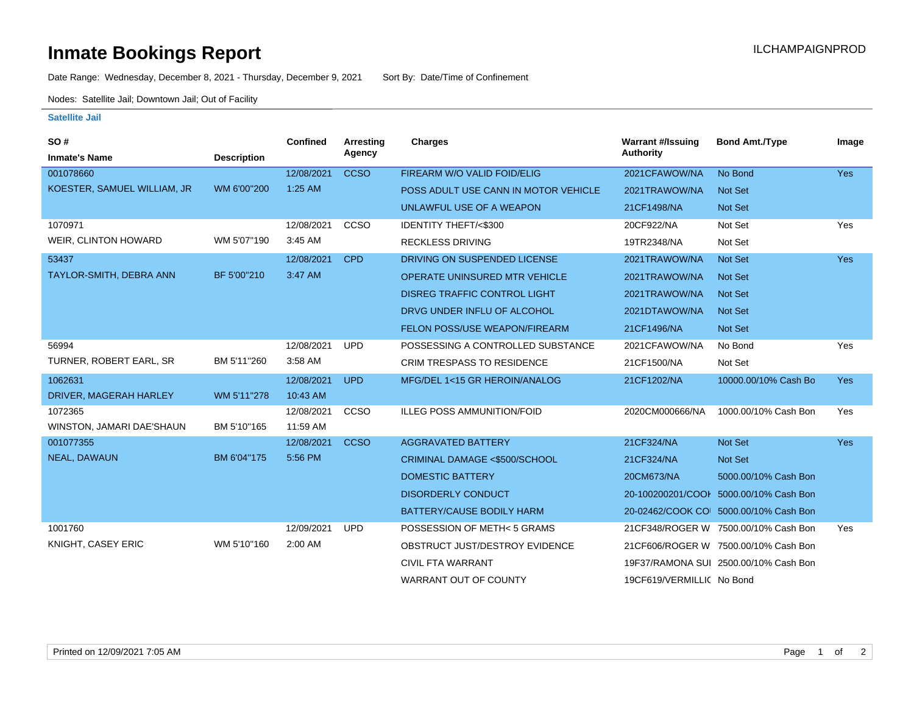# Inmate Bookings Report

ILCHAMPAIGNPROD

Date Range: Wednesday, December 8, 2021 - Thursday, December 9, 2021 Sort By: Date/Time of Confinement

Nodes: Satellite Jail; Downtown Jail; Out of Facility

**Satellite Jail**

| SO # / Inmate's Name | Description | Confined | Arresting Agency | Charges | Warrant #/Issuing Authority | Bond Amt./Type | Image |
|---|---|---|---|---|---|---|---|
| 001078660 | | 12/08/2021 | CCSO | FIREARM W/O VALID FOID/ELIG | 2021CFAWOW/NA | No Bond | Yes |
| KOESTER, SAMUEL WILLIAM, JR | WM 6'00"200 | 1:25 AM | | POSS ADULT USE CANN IN MOTOR VEHICLE | 2021TRAWOW/NA | Not Set | |
| | | | | UNLAWFUL USE OF A WEAPON | 21CF1498/NA | Not Set | |
| 1070971 | | 12/08/2021 | CCSO | IDENTITY THEFT/<$300 | 20CF922/NA | Not Set | Yes |
| WEIR, CLINTON HOWARD | WM 5'07"190 | 3:45 AM | | RECKLESS DRIVING | 19TR2348/NA | Not Set | |
| 53437 | | 12/08/2021 | CPD | DRIVING ON SUSPENDED LICENSE | 2021TRAWOW/NA | Not Set | Yes |
| TAYLOR-SMITH, DEBRA ANN | BF 5'00"210 | 3:47 AM | | OPERATE UNINSURED MTR VEHICLE | 2021TRAWOW/NA | Not Set | |
| | | | | DISREG TRAFFIC CONTROL LIGHT | 2021TRAWOW/NA | Not Set | |
| | | | | DRVG UNDER INFLU OF ALCOHOL | 2021DTAWOW/NA | Not Set | |
| | | | | FELON POSS/USE WEAPON/FIREARM | 21CF1496/NA | Not Set | |
| 56994 | | 12/08/2021 | UPD | POSSESSING A CONTROLLED SUBSTANCE | 2021CFAWOW/NA | No Bond | Yes |
| TURNER, ROBERT EARL, SR | BM 5'11"260 | 3:58 AM | | CRIM TRESPASS TO RESIDENCE | 21CF1500/NA | Not Set | |
| 1062631 | | 12/08/2021 | UPD | MFG/DEL 1<15 GR HEROIN/ANALOG | 21CF1202/NA | 10000.00/10% Cash Bo | Yes |
| DRIVER, MAGERAH HARLEY | WM 5'11"278 | 10:43 AM | | | | | |
| 1072365 | | 12/08/2021 | CCSO | ILLEG POSS AMMUNITION/FOID | 2020CM000666/NA | 1000.00/10% Cash Bon | Yes |
| WINSTON, JAMARI DAE'SHAUN | BM 5'10"165 | 11:59 AM | | | | | |
| 001077355 | | 12/08/2021 | CCSO | AGGRAVATED BATTERY | 21CF324/NA | Not Set | Yes |
| NEAL, DAWAUN | BM 6'04"175 | 5:56 PM | | CRIMINAL DAMAGE <$500/SCHOOL | 21CF324/NA | Not Set | |
| | | | | DOMESTIC BATTERY | 20CM673/NA | 5000.00/10% Cash Bon | |
| | | | | DISORDERLY CONDUCT | 20-100200201/COOK | 5000.00/10% Cash Bon | |
| | | | | BATTERY/CAUSE BODILY HARM | 20-02462/COOK CO | 5000.00/10% Cash Bon | |
| 1001760 | | 12/09/2021 | UPD | POSSESSION OF METH< 5 GRAMS | 21CF348/ROGER W | 7500.00/10% Cash Bon | Yes |
| KNIGHT, CASEY ERIC | WM 5'10"160 | 2:00 AM | | OBSTRUCT JUST/DESTROY EVIDENCE | 21CF606/ROGER W | 7500.00/10% Cash Bon | |
| | | | | CIVIL FTA WARRANT | 19F37/RAMONA SUI | 2500.00/10% Cash Bon | |
| | | | | WARRANT OUT OF COUNTY | 19CF619/VERMILLIC | No Bond | |

Printed on 12/09/2021 7:05 AM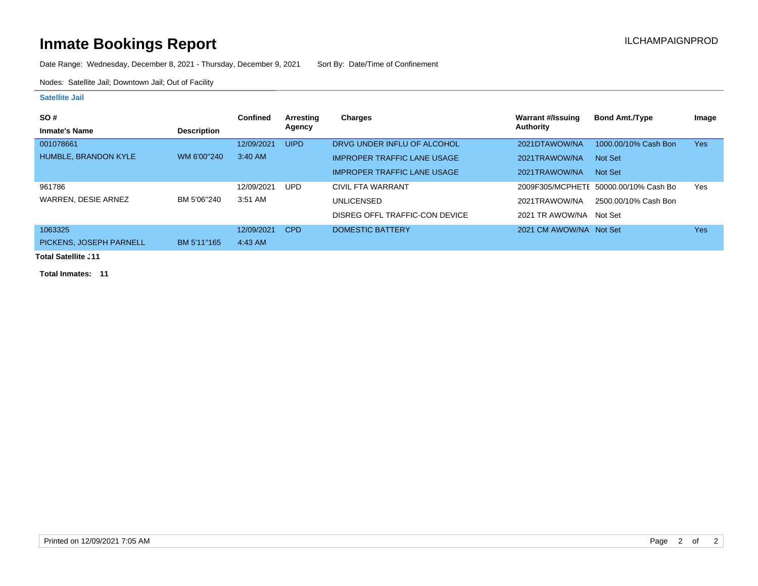# Inmate Bookings Report

ILCHAMPAIGNPROD

Date Range: Wednesday, December 8, 2021 - Thursday, December 9, 2021 Sort By: Date/Time of Confinement

Nodes: Satellite Jail; Downtown Jail; Out of Facility

**Satellite Jail**

| SO # / Inmate's Name | Description | Confined | Arresting Agency | Charges | Warrant #/Issuing Authority | Bond Amt./Type | Image |
|---|---|---|---|---|---|---|---|
| 001078661 | | 12/09/2021 | UIPD | DRVG UNDER INFLU OF ALCOHOL | 2021DTAWOW/NA | 1000.00/10% Cash Bon | Yes |
| HUMBLE, BRANDON KYLE | WM 6'00"240 | 3:40 AM | | IMPROPER TRAFFIC LANE USAGE | 2021TRAWOW/NA | Not Set | |
| | | | | IMPROPER TRAFFIC LANE USAGE | 2021TRAWOW/NA | Not Set | |
| 961786 | | 12/09/2021 | UPD | CIVIL FTA WARRANT | 2009F305/MCPHETE | 50000.00/10% Cash Bo | Yes |
| WARREN, DESIE ARNEZ | BM 5'06"240 | 3:51 AM | | UNLICENSED | 2021TRAWOW/NA | 2500.00/10% Cash Bon | |
| | | | | DISREG OFFL TRAFFIC-CON DEVICE | 2021 TR AWOW/NA | Not Set | |
| 1063325 | | 12/09/2021 | CPD | DOMESTIC BATTERY | 2021 CM AWOW/NA | Not Set | Yes |
| PICKENS, JOSEPH PARNELL | BM 5'11"165 | 4:43 AM | | | | | |

**Total Satellite J11**

**Total Inmates: 11**

Printed on 12/09/2021 7:05 AM